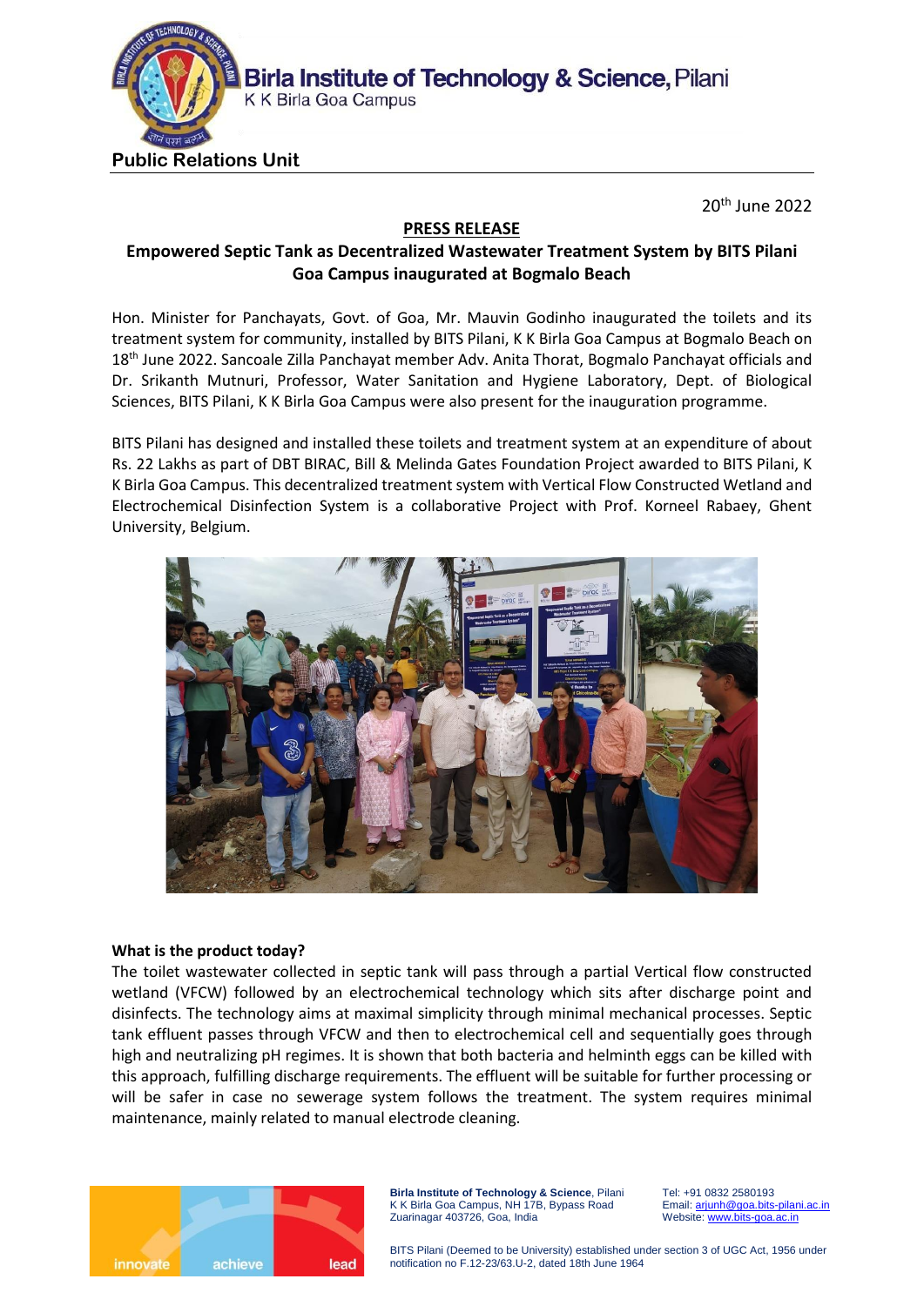**Public Relations Unit**

20th June 2022

**PRESS RELEASE**

**Empowered Septic Tank as Decentralized Wastewater Treatment System by BITS Pilani Goa Campus inaugurated at Bogmalo Beach**

Hon. Minister for Panchayats, Govt. of Goa, Mr. Mauvin Godinho inaugurated the toilets and its treatment system for community, installed by BITS Pilani, K K Birla Goa Campus at Bogmalo Beach on 18th June 2022. Sancoale Zilla Panchayat member Adv. Anita Thorat, Bogmalo Panchayat officials and Dr. Srikanth Mutnuri, Professor, Water Sanitation and Hygiene Laboratory, Dept. of Biological Sciences, BITS Pilani, K K Birla Goa Campus were also present for the inauguration programme.

BITS Pilani has designed and installed these toilets and treatment system at an expenditure of about Rs. 22 Lakhs as part of DBT BIRAC, Bill & Melinda Gates Foundation Project awarded to BITS Pilani, K K Birla Goa Campus. This decentralized treatment system with Vertical Flow Constructed Wetland and Electrochemical Disinfection System is a collaborative Project with Prof. Korneel Rabaey, Ghent University, Belgium.

**What is the product today?**

The toilet wastewater collected in septic tank will pass through a partial Vertical flow constructed wetland (VFCW) followed by an electrochemical technology which sits after discharge point and disinfects. The technology aims at maximal simplicity through minimal mechanical processes. Septic tank effluent passes through VFCW and then to electrochemical cell and sequentially goes through high and neutralizing pH regimes. It is shown that both bacteria and helminth eggs can be killed with this approach, fulfilling discharge requirements. The effluent will be suitable for further processing or will be safer in case no sewerage system follows the treatment. The system requires minimal maintenance, mainly related to manual electrode cleaning.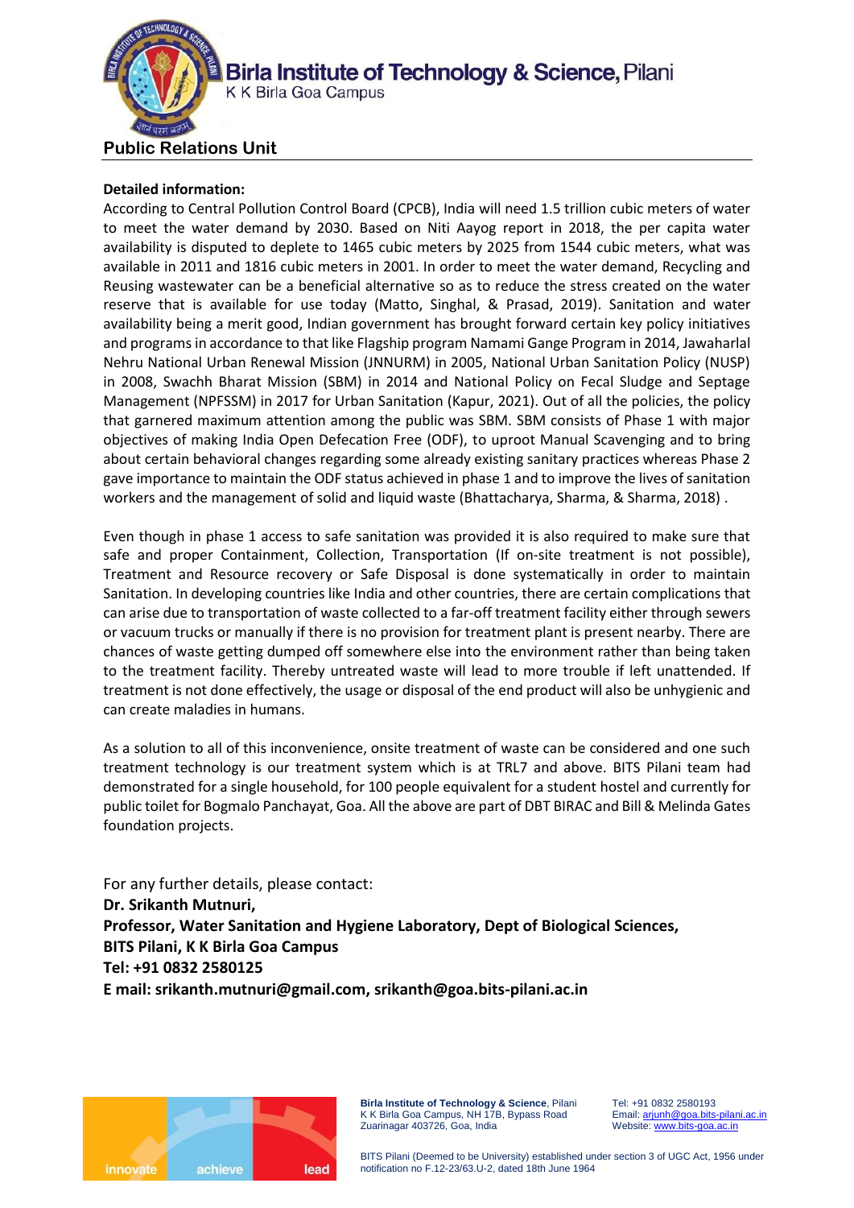**Detailed information:**

According to Central Pollution Control Board (CPCB), India will need 1.5 trillion cubic meters of water to meet the water demand by 2030. Based on Niti Aayog report in 2018, the per capita water availability is disputed to deplete to 1465 cubic meters by 2025 from 1544 cubic meters, what was available in 2011 and 1816 cubic meters in 2001. In order to meet the water demand, Recycling and Reusing wastewater can be a beneficial alternative so as to reduce the stress created on the water reserve that is available for use today (Matto, Singhal, & Prasad, 2019). Sanitation and water availability being a merit good, Indian government has brought forward certain key policy initiatives and programs in accordance to that like Flagship program Namami Gange Program in 2014, Jawaharlal Nehru National Urban Renewal Mission (JNNURM) in 2005, National Urban Sanitation Policy (NUSP) in 2008, Swachh Bharat Mission (SBM) in 2014 and National Policy on Fecal Sludge and Septage Management (NPFSSM) in 2017 for Urban Sanitation (Kapur, 2021). Out of all the policies, the policy that garnered maximum attention among the public was SBM. SBM consists of Phase 1 with major objectives of making India Open Defecation Free (ODF), to uproot Manual Scavenging and to bring about certain behavioral changes regarding some already existing sanitary practices whereas Phase 2 gave importance to maintain the ODF status achieved in phase 1 and to improve the lives of sanitation workers and the management of solid and liquid waste (Bhattacharya, Sharma, & Sharma, 2018) .

Even though in phase 1 access to safe sanitation was provided it is also required to make sure that safe and proper Containment, Collection, Transportation (If on-site treatment is not possible), Treatment and Resource recovery or Safe Disposal is done systematically in order to maintain Sanitation. In developing countries like India and other countries, there are certain complications that can arise due to transportation of waste collected to a far-off treatment facility either through sewers or vacuum trucks or manually if there is no provision for treatment plant is present nearby. There are chances of waste getting dumped off somewhere else into the environment rather than being taken to the treatment facility. Thereby untreated waste will lead to more trouble if left unattended. If treatment is not done effectively, the usage or disposal of the end product will also be unhygienic and can create maladies in humans.

As a solution to all of this inconvenience, onsite treatment of waste can be considered and one such treatment technology is our treatment system which is at TRL7 and above. BITS Pilani team had demonstrated for a single household, for 100 people equivalent for a student hostel and currently for public toilet for Bogmalo Panchayat, Goa. All the above are part of DBT BIRAC and Bill & Melinda Gates foundation projects.

For any further details, please contact:
**Dr. Srikanth Mutnuri,**
**Professor, Water Sanitation and Hygiene Laboratory, Dept of Biological Sciences,**
**BITS Pilani, K K Birla Goa Campus**
**Tel: +91 0832 2580125**
**E mail: srikanth.mutnuri@gmail.com, srikanth@goa.bits-pilani.ac.in**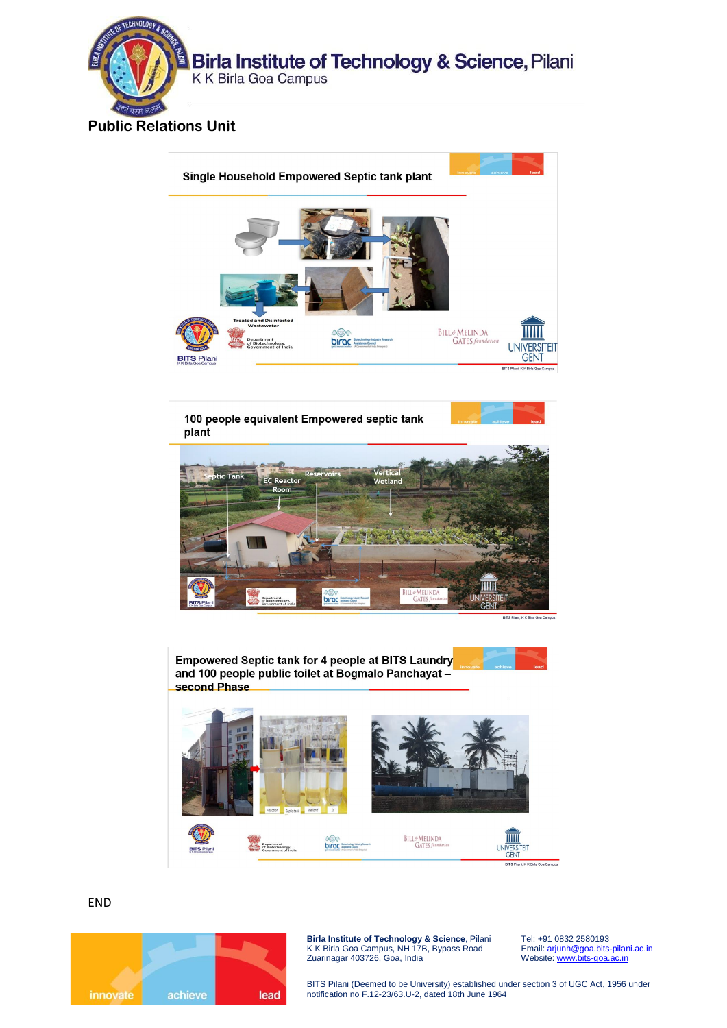Public Relations Unit

**Single Household Empowered Septic tank plant**

Treated and Disinfected Wastewater

**100 people equivalent Empowered septic tank plant**

Septic Tank

EC Reactor Room

Reservoirs

Vertical Wetland

**Empowered Septic tank for 4 people at BITS Laundry and 100 people public toilet at Bogmalo Panchayat – second Phase**

END

**Birla Institute of Technology & Science**, Pilani
K K Birla Goa Campus, NH 17B, Bypass Road
Zuarinagar 403726, Goa, India

Tel: +91 0832 2580193
Email: arjunh@goa.bits-pilani.ac.in
Website: www.bits-goa.ac.in

BITS Pilani (Deemed to be University) established under section 3 of UGC Act, 1956 under notification no F.12-23/63.U-2, dated 18th June 1964